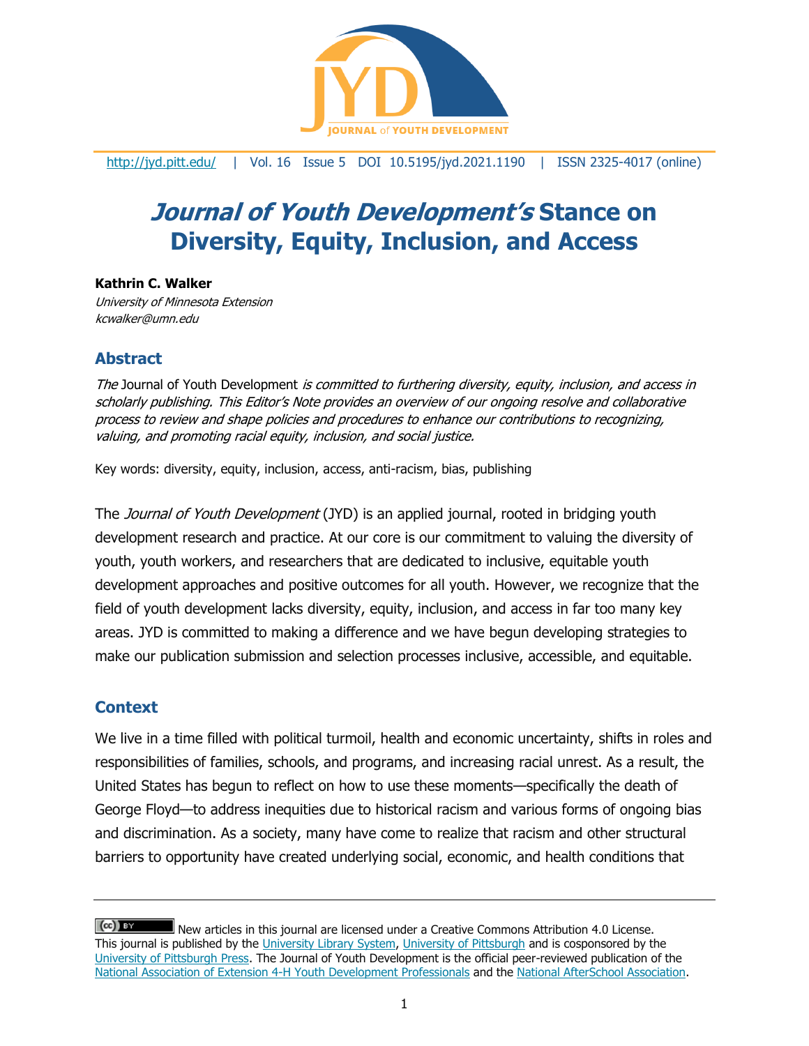# *Journal of Youth Development's* Stance on Diversity, Equity, Inclusion, and Access

**Kathrin C. Walker**
*University of Minnesota Extension*
*kcwalker@umn.edu*

## Abstract

*The* Journal of Youth Development *is committed to furthering diversity, equity, inclusion, and access in scholarly publishing. This Editor's Note provides an overview of our ongoing resolve and collaborative process to review and shape policies and procedures to enhance our contributions to recognizing, valuing, and promoting racial equity, inclusion, and social justice.*

Key words: diversity, equity, inclusion, access, anti-racism, bias, publishing

The *Journal of Youth Development* (JYD) is an applied journal, rooted in bridging youth development research and practice. At our core is our commitment to valuing the diversity of youth, youth workers, and researchers that are dedicated to inclusive, equitable youth development approaches and positive outcomes for all youth. However, we recognize that the field of youth development lacks diversity, equity, inclusion, and access in far too many key areas. JYD is committed to making a difference and we have begun developing strategies to make our publication submission and selection processes inclusive, accessible, and equitable.

## Context

We live in a time filled with political turmoil, health and economic uncertainty, shifts in roles and responsibilities of families, schools, and programs, and increasing racial unrest. As a result, the United States has begun to reflect on how to use these moments—specifically the death of George Floyd—to address inequities due to historical racism and various forms of ongoing bias and discrimination. As a society, many have come to realize that racism and other structural barriers to opportunity have created underlying social, economic, and health conditions that

---

New articles in this journal are licensed under a Creative Commons Attribution 4.0 License.
This journal is published by the University Library System, University of Pittsburgh and is cosponsored by the University of Pittsburgh Press. The Journal of Youth Development is the official peer-reviewed publication of the National Association of Extension 4-H Youth Development Professionals and the National AfterSchool Association.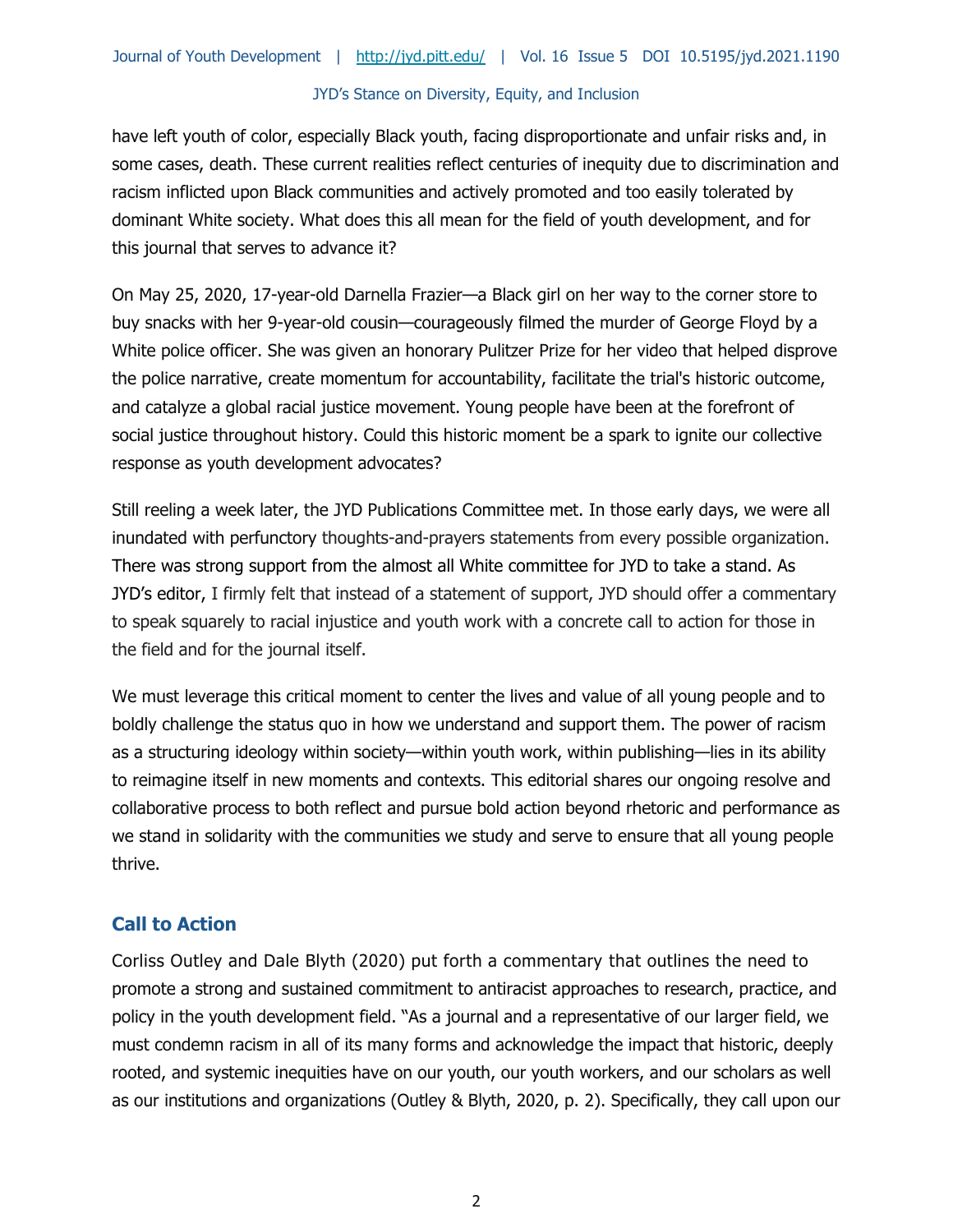have left youth of color, especially Black youth, facing disproportionate and unfair risks and, in some cases, death. These current realities reflect centuries of inequity due to discrimination and racism inflicted upon Black communities and actively promoted and too easily tolerated by dominant White society. What does this all mean for the field of youth development, and for this journal that serves to advance it?

On May 25, 2020, 17-year-old Darnella Frazier—a Black girl on her way to the corner store to buy snacks with her 9-year-old cousin—courageously filmed the murder of George Floyd by a White police officer. She was given an honorary Pulitzer Prize for her video that helped disprove the police narrative, create momentum for accountability, facilitate the trial's historic outcome, and catalyze a global racial justice movement. Young people have been at the forefront of social justice throughout history. Could this historic moment be a spark to ignite our collective response as youth development advocates?

Still reeling a week later, the JYD Publications Committee met. In those early days, we were all inundated with perfunctory thoughts-and-prayers statements from every possible organization. There was strong support from the almost all White committee for JYD to take a stand. As JYD's editor, I firmly felt that instead of a statement of support, JYD should offer a commentary to speak squarely to racial injustice and youth work with a concrete call to action for those in the field and for the journal itself.

We must leverage this critical moment to center the lives and value of all young people and to boldly challenge the status quo in how we understand and support them. The power of racism as a structuring ideology within society—within youth work, within publishing—lies in its ability to reimagine itself in new moments and contexts. This editorial shares our ongoing resolve and collaborative process to both reflect and pursue bold action beyond rhetoric and performance as we stand in solidarity with the communities we study and serve to ensure that all young people thrive.

## Call to Action

Corliss Outley and Dale Blyth (2020) put forth a commentary that outlines the need to promote a strong and sustained commitment to antiracist approaches to research, practice, and policy in the youth development field. "As a journal and a representative of our larger field, we must condemn racism in all of its many forms and acknowledge the impact that historic, deeply rooted, and systemic inequities have on our youth, our youth workers, and our scholars as well as our institutions and organizations (Outley & Blyth, 2020, p. 2). Specifically, they call upon our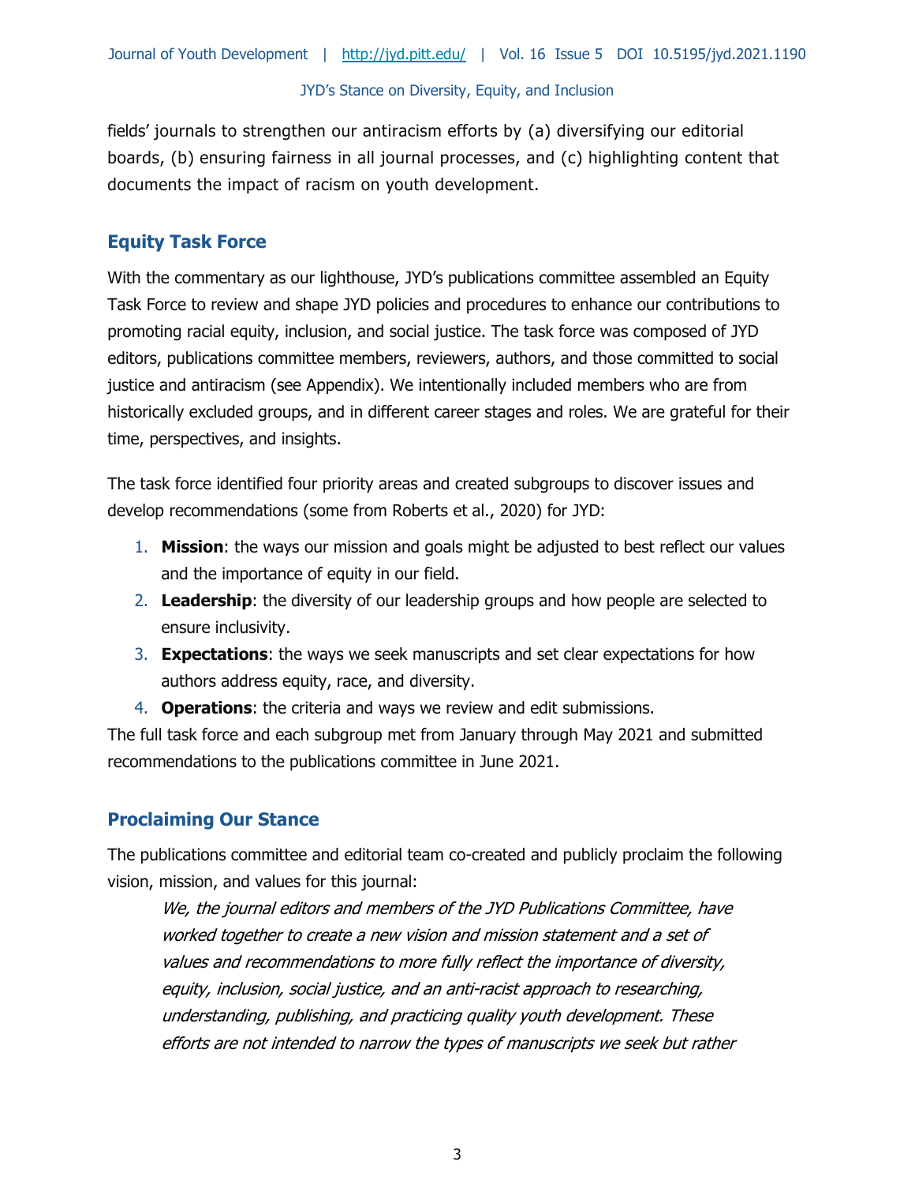fields' journals to strengthen our antiracism efforts by (a) diversifying our editorial boards, (b) ensuring fairness in all journal processes, and (c) highlighting content that documents the impact of racism on youth development.

## Equity Task Force

With the commentary as our lighthouse, JYD's publications committee assembled an Equity Task Force to review and shape JYD policies and procedures to enhance our contributions to promoting racial equity, inclusion, and social justice. The task force was composed of JYD editors, publications committee members, reviewers, authors, and those committed to social justice and antiracism (see Appendix). We intentionally included members who are from historically excluded groups, and in different career stages and roles. We are grateful for their time, perspectives, and insights.

The task force identified four priority areas and created subgroups to discover issues and develop recommendations (some from Roberts et al., 2020) for JYD:

1. **Mission**: the ways our mission and goals might be adjusted to best reflect our values and the importance of equity in our field.
2. **Leadership**: the diversity of our leadership groups and how people are selected to ensure inclusivity.
3. **Expectations**: the ways we seek manuscripts and set clear expectations for how authors address equity, race, and diversity.
4. **Operations**: the criteria and ways we review and edit submissions.

The full task force and each subgroup met from January through May 2021 and submitted recommendations to the publications committee in June 2021.

## Proclaiming Our Stance

The publications committee and editorial team co-created and publicly proclaim the following vision, mission, and values for this journal:

> *We, the journal editors and members of the JYD Publications Committee, have worked together to create a new vision and mission statement and a set of values and recommendations to more fully reflect the importance of diversity, equity, inclusion, social justice, and an anti-racist approach to researching, understanding, publishing, and practicing quality youth development. These efforts are not intended to narrow the types of manuscripts we seek but rather*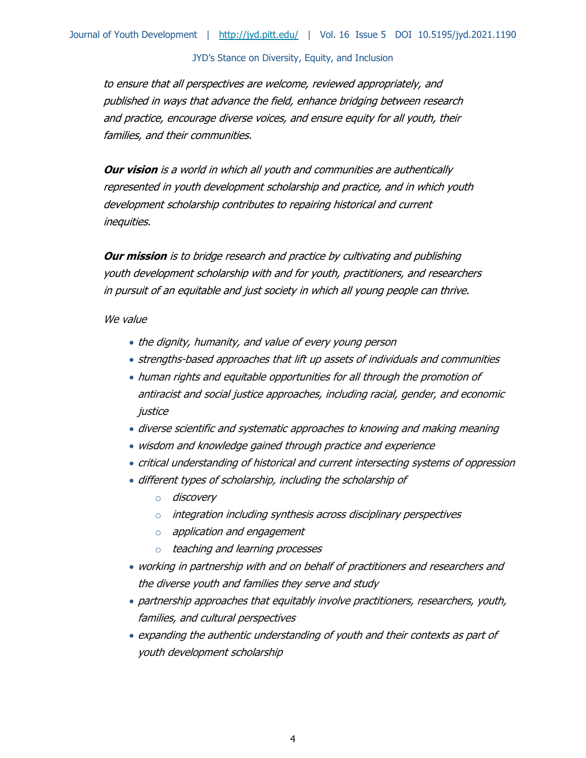*to ensure that all perspectives are welcome, reviewed appropriately, and published in ways that advance the field, enhance bridging between research and practice, encourage diverse voices, and ensure equity for all youth, their families, and their communities.*

***Our vision*** *is a world in which all youth and communities are authentically represented in youth development scholarship and practice, and in which youth development scholarship contributes to repairing historical and current inequities.*

***Our mission*** *is to bridge research and practice by cultivating and publishing youth development scholarship with and for youth, practitioners, and researchers in pursuit of an equitable and just society in which all young people can thrive.*

*We value*

- *the dignity, humanity, and value of every young person*
- *strengths-based approaches that lift up assets of individuals and communities*
- *human rights and equitable opportunities for all through the promotion of antiracist and social justice approaches, including racial, gender, and economic justice*
- *diverse scientific and systematic approaches to knowing and making meaning*
- *wisdom and knowledge gained through practice and experience*
- *critical understanding of historical and current intersecting systems of oppression*
- *different types of scholarship, including the scholarship of*
    - *discovery*
    - *integration including synthesis across disciplinary perspectives*
    - *application and engagement*
    - *teaching and learning processes*
- *working in partnership with and on behalf of practitioners and researchers and the diverse youth and families they serve and study*
- *partnership approaches that equitably involve practitioners, researchers, youth, families, and cultural perspectives*
- *expanding the authentic understanding of youth and their contexts as part of youth development scholarship*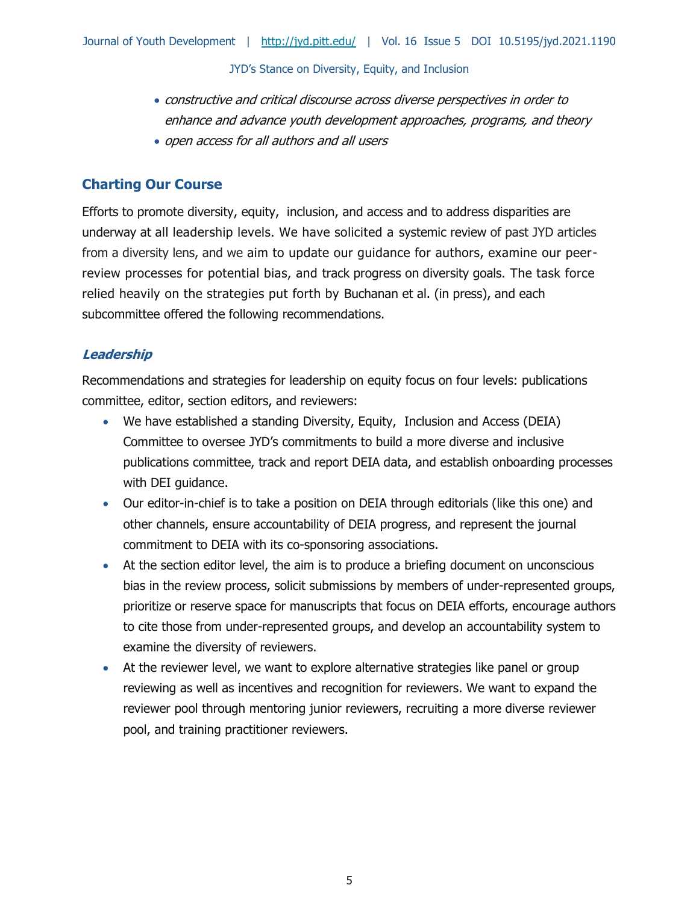- *constructive and critical discourse across diverse perspectives in order to enhance and advance youth development approaches, programs, and theory*
- *open access for all authors and all users*

## Charting Our Course

Efforts to promote diversity, equity, inclusion, and access and to address disparities are underway at all leadership levels. We have solicited a systemic review of past JYD articles from a diversity lens, and we aim to update our guidance for authors, examine our peer-review processes for potential bias, and track progress on diversity goals. The task force relied heavily on the strategies put forth by Buchanan et al. (in press), and each subcommittee offered the following recommendations.

### *Leadership*

Recommendations and strategies for leadership on equity focus on four levels: publications committee, editor, section editors, and reviewers:

- We have established a standing Diversity, Equity, Inclusion and Access (DEIA) Committee to oversee JYD's commitments to build a more diverse and inclusive publications committee, track and report DEIA data, and establish onboarding processes with DEI guidance.
- Our editor-in-chief is to take a position on DEIA through editorials (like this one) and other channels, ensure accountability of DEIA progress, and represent the journal commitment to DEIA with its co-sponsoring associations.
- At the section editor level, the aim is to produce a briefing document on unconscious bias in the review process, solicit submissions by members of under-represented groups, prioritize or reserve space for manuscripts that focus on DEIA efforts, encourage authors to cite those from under-represented groups, and develop an accountability system to examine the diversity of reviewers.
- At the reviewer level, we want to explore alternative strategies like panel or group reviewing as well as incentives and recognition for reviewers. We want to expand the reviewer pool through mentoring junior reviewers, recruiting a more diverse reviewer pool, and training practitioner reviewers.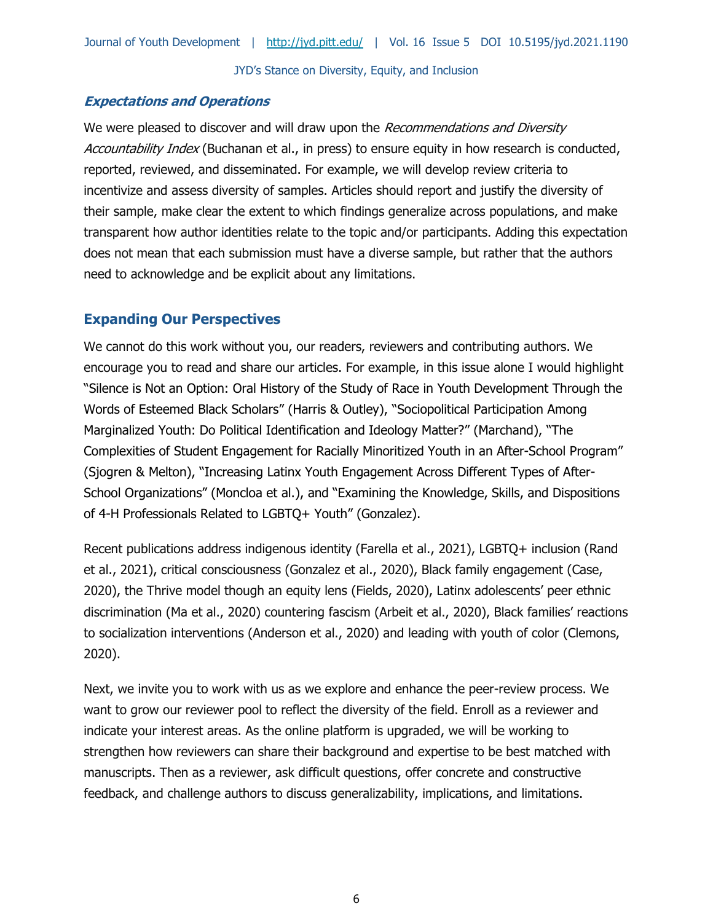### *Expectations and Operations*

We were pleased to discover and will draw upon the *Recommendations and Diversity Accountability Index* (Buchanan et al., in press) to ensure equity in how research is conducted, reported, reviewed, and disseminated. For example, we will develop review criteria to incentivize and assess diversity of samples. Articles should report and justify the diversity of their sample, make clear the extent to which findings generalize across populations, and make transparent how author identities relate to the topic and/or participants. Adding this expectation does not mean that each submission must have a diverse sample, but rather that the authors need to acknowledge and be explicit about any limitations.

## Expanding Our Perspectives

We cannot do this work without you, our readers, reviewers and contributing authors. We encourage you to read and share our articles. For example, in this issue alone I would highlight "Silence is Not an Option: Oral History of the Study of Race in Youth Development Through the Words of Esteemed Black Scholars" (Harris & Outley), "Sociopolitical Participation Among Marginalized Youth: Do Political Identification and Ideology Matter?" (Marchand), "The Complexities of Student Engagement for Racially Minoritized Youth in an After-School Program" (Sjogren & Melton), "Increasing Latinx Youth Engagement Across Different Types of After-School Organizations" (Moncloa et al.), and "Examining the Knowledge, Skills, and Dispositions of 4-H Professionals Related to LGBTQ+ Youth" (Gonzalez).

Recent publications address indigenous identity (Farella et al., 2021), LGBTQ+ inclusion (Rand et al., 2021), critical consciousness (Gonzalez et al., 2020), Black family engagement (Case, 2020), the Thrive model though an equity lens (Fields, 2020), Latinx adolescents' peer ethnic discrimination (Ma et al., 2020) countering fascism (Arbeit et al., 2020), Black families' reactions to socialization interventions (Anderson et al., 2020) and leading with youth of color (Clemons, 2020).

Next, we invite you to work with us as we explore and enhance the peer-review process. We want to grow our reviewer pool to reflect the diversity of the field. Enroll as a reviewer and indicate your interest areas. As the online platform is upgraded, we will be working to strengthen how reviewers can share their background and expertise to be best matched with manuscripts. Then as a reviewer, ask difficult questions, offer concrete and constructive feedback, and challenge authors to discuss generalizability, implications, and limitations.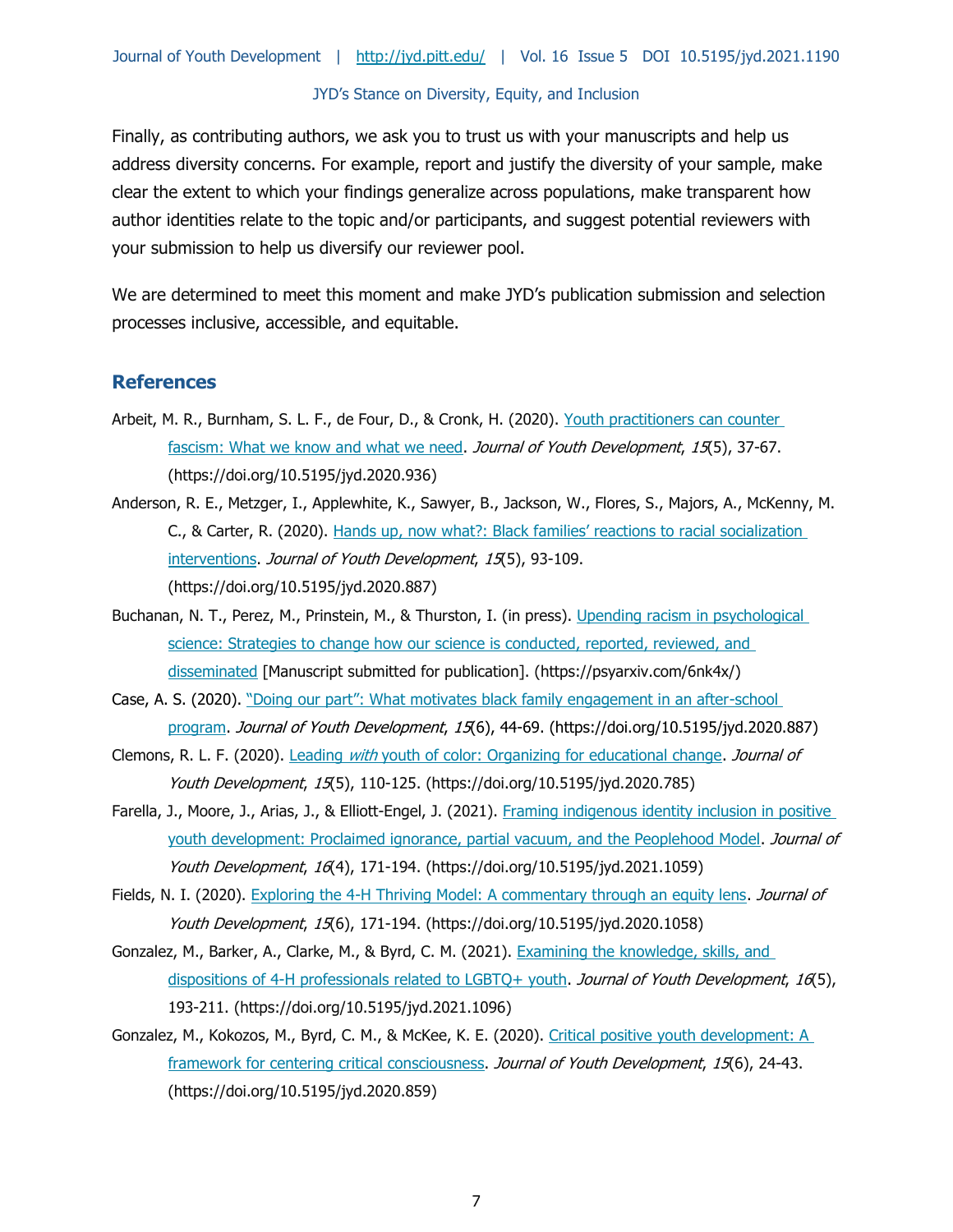Finally, as contributing authors, we ask you to trust us with your manuscripts and help us address diversity concerns. For example, report and justify the diversity of your sample, make clear the extent to which your findings generalize across populations, make transparent how author identities relate to the topic and/or participants, and suggest potential reviewers with your submission to help us diversify our reviewer pool.

We are determined to meet this moment and make JYD's publication submission and selection processes inclusive, accessible, and equitable.

## References

Arbeit, M. R., Burnham, S. L. F., de Four, D., & Cronk, H. (2020). Youth practitioners can counter fascism: What we know and what we need. *Journal of Youth Development*, *15*(5), 37-67. (https://doi.org/10.5195/jyd.2020.936)

Anderson, R. E., Metzger, I., Applewhite, K., Sawyer, B., Jackson, W., Flores, S., Majors, A., McKenny, M. C., & Carter, R. (2020). Hands up, now what?: Black families' reactions to racial socialization interventions. *Journal of Youth Development*, *15*(5), 93-109. (https://doi.org/10.5195/jyd.2020.887)

Buchanan, N. T., Perez, M., Prinstein, M., & Thurston, I. (in press). Upending racism in psychological science: Strategies to change how our science is conducted, reported, reviewed, and disseminated [Manuscript submitted for publication]. (https://psyarxiv.com/6nk4x/)

Case, A. S. (2020). "Doing our part": What motivates black family engagement in an after-school program. *Journal of Youth Development*, *15*(6), 44-69. (https://doi.org/10.5195/jyd.2020.887)

Clemons, R. L. F. (2020). Leading *with* youth of color: Organizing for educational change. *Journal of Youth Development*, *15*(5), 110-125. (https://doi.org/10.5195/jyd.2020.785)

Farella, J., Moore, J., Arias, J., & Elliott-Engel, J. (2021). Framing indigenous identity inclusion in positive youth development: Proclaimed ignorance, partial vacuum, and the Peoplehood Model. *Journal of Youth Development*, *16*(4), 171-194. (https://doi.org/10.5195/jyd.2021.1059)

Fields, N. I. (2020). Exploring the 4-H Thriving Model: A commentary through an equity lens. *Journal of Youth Development*, *15*(6), 171-194. (https://doi.org/10.5195/jyd.2020.1058)

Gonzalez, M., Barker, A., Clarke, M., & Byrd, C. M. (2021). Examining the knowledge, skills, and dispositions of 4-H professionals related to LGBTQ+ youth. *Journal of Youth Development*, *16*(5), 193-211. (https://doi.org/10.5195/jyd.2021.1096)

Gonzalez, M., Kokozos, M., Byrd, C. M., & McKee, K. E. (2020). Critical positive youth development: A framework for centering critical consciousness. *Journal of Youth Development*, *15*(6), 24-43. (https://doi.org/10.5195/jyd.2020.859)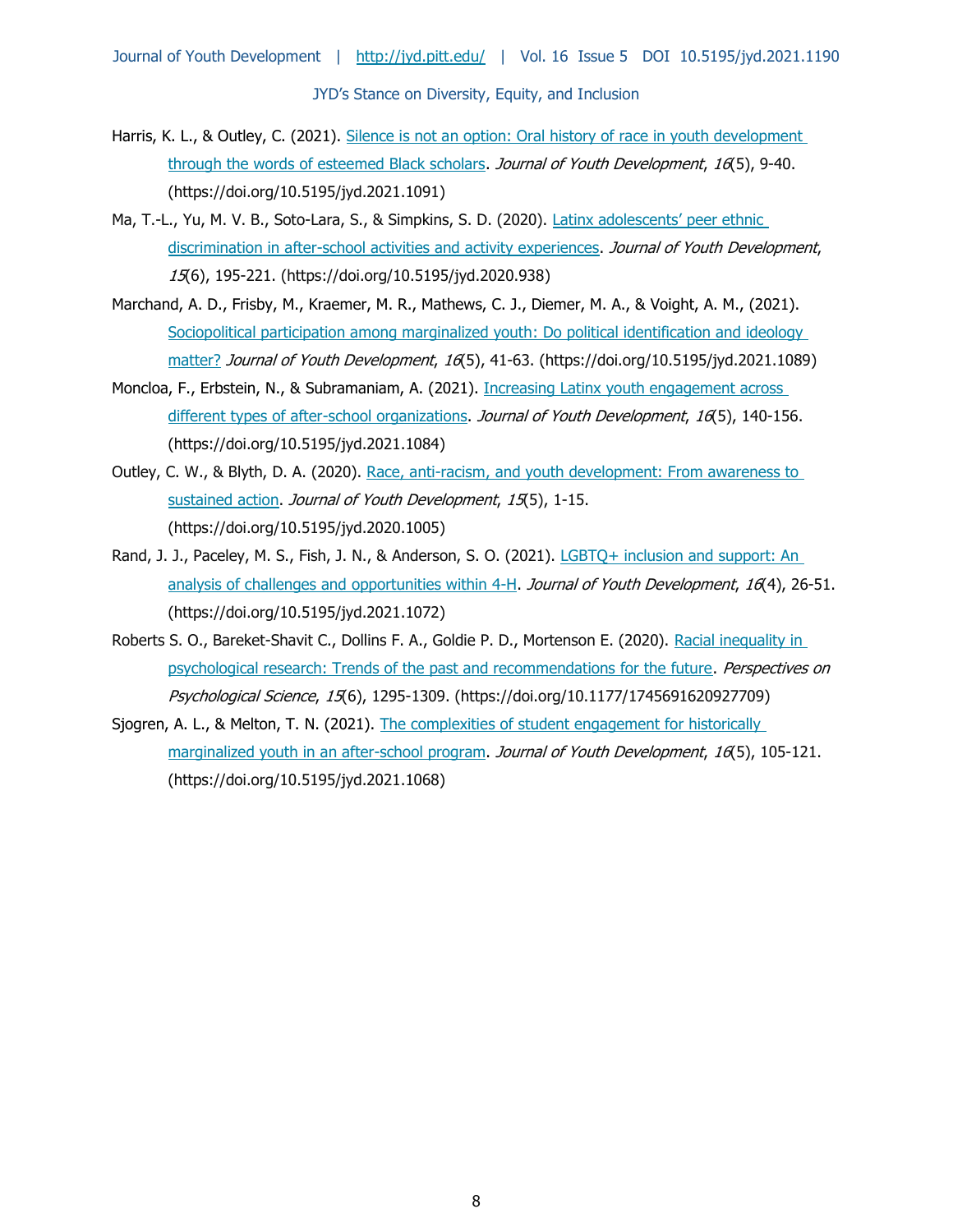Harris, K. L., & Outley, C. (2021). [Silence is not an option: Oral history of race in youth development through the words of esteemed Black scholars](https://doi.org/10.5195/jyd.2021.1091). *Journal of Youth Development*, *16*(5), 9-40. (https://doi.org/10.5195/jyd.2021.1091)

Ma, T.-L., Yu, M. V. B., Soto-Lara, S., & Simpkins, S. D. (2020). [Latinx adolescents' peer ethnic discrimination in after-school activities and activity experiences](https://doi.org/10.5195/jyd.2020.938). *Journal of Youth Development*, *15*(6), 195-221. (https://doi.org/10.5195/jyd.2020.938)

Marchand, A. D., Frisby, M., Kraemer, M. R., Mathews, C. J., Diemer, M. A., & Voight, A. M., (2021). [Sociopolitical participation among marginalized youth: Do political identification and ideology matter?](https://doi.org/10.5195/jyd.2021.1089) *Journal of Youth Development*, *16*(5), 41-63. (https://doi.org/10.5195/jyd.2021.1089)

Moncloa, F., Erbstein, N., & Subramaniam, A. (2021). [Increasing Latinx youth engagement across different types of after-school organizations](https://doi.org/10.5195/jyd.2021.1084). *Journal of Youth Development*, *16*(5), 140-156. (https://doi.org/10.5195/jyd.2021.1084)

Outley, C. W., & Blyth, D. A. (2020). [Race, anti-racism, and youth development: From awareness to sustained action](https://doi.org/10.5195/jyd.2020.1005). *Journal of Youth Development*, *15*(5), 1-15. (https://doi.org/10.5195/jyd.2020.1005)

Rand, J. J., Paceley, M. S., Fish, J. N., & Anderson, S. O. (2021). [LGBTQ+ inclusion and support: An analysis of challenges and opportunities within 4-H](https://doi.org/10.5195/jyd.2021.1072). *Journal of Youth Development*, *16*(4), 26-51. (https://doi.org/10.5195/jyd.2021.1072)

Roberts S. O., Bareket-Shavit C., Dollins F. A., Goldie P. D., Mortenson E. (2020). [Racial inequality in psychological research: Trends of the past and recommendations for the future](https://doi.org/10.1177/1745691620927709). *Perspectives on Psychological Science*, *15*(6), 1295-1309. (https://doi.org/10.1177/1745691620927709)

Sjogren, A. L., & Melton, T. N. (2021). [The complexities of student engagement for historically marginalized youth in an after-school program](https://doi.org/10.5195/jyd.2021.1068). *Journal of Youth Development*, *16*(5), 105-121. (https://doi.org/10.5195/jyd.2021.1068)